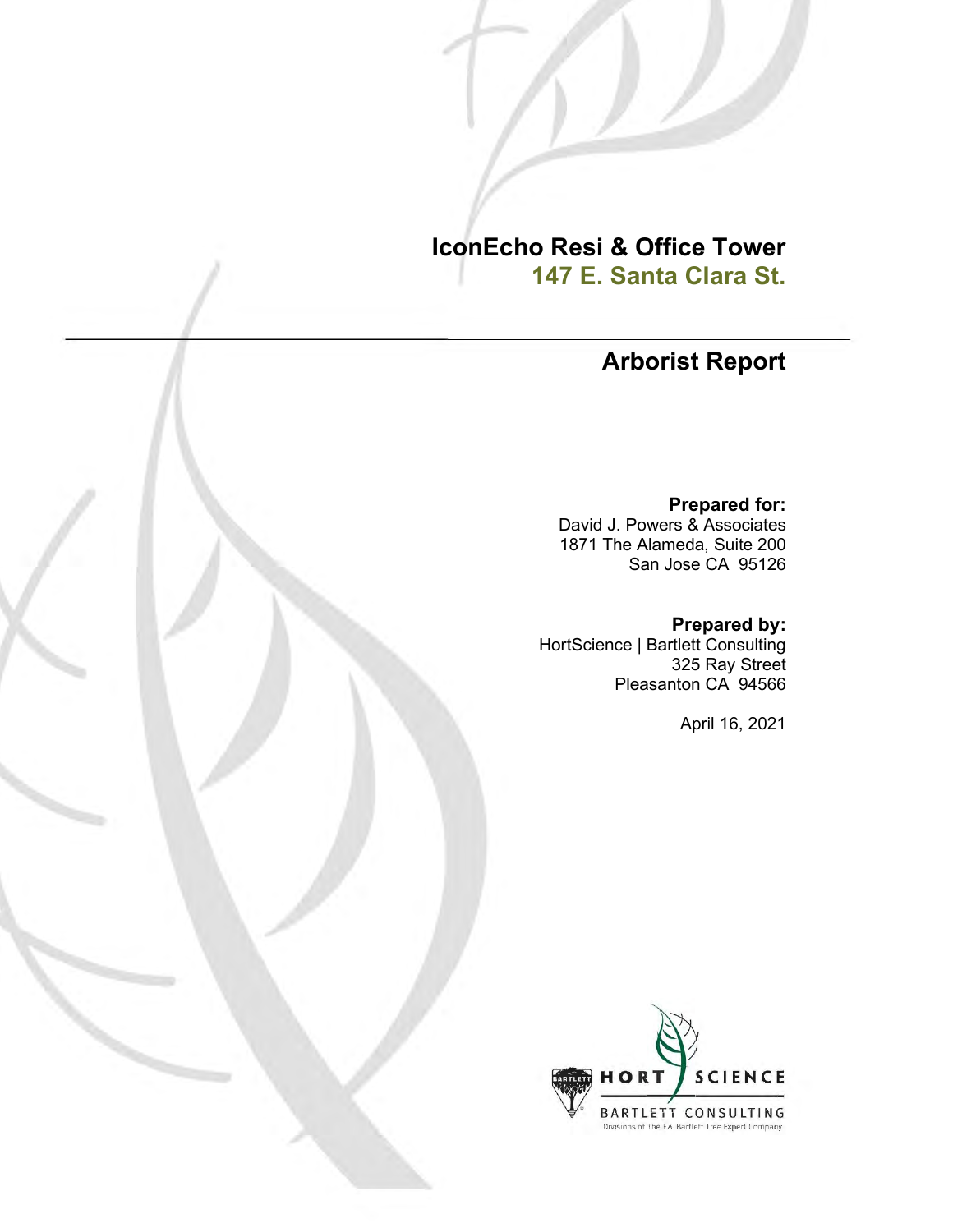# IconEcho Resi & Office Tower

## 147 E. Santa Clara St.

# Arborist Report

**Prepared for:**
David J. Powers & Associates
1871 The Alameda, Suite 200
San Jose CA 95126

**Prepared by:**
HortScience | Bartlett Consulting
325 Ray Street
Pleasanton CA 94566

April 16, 2021

HORT SCIENCE
BARTLETT CONSULTING
Divisions of The F.A. Bartlett Tree Expert Company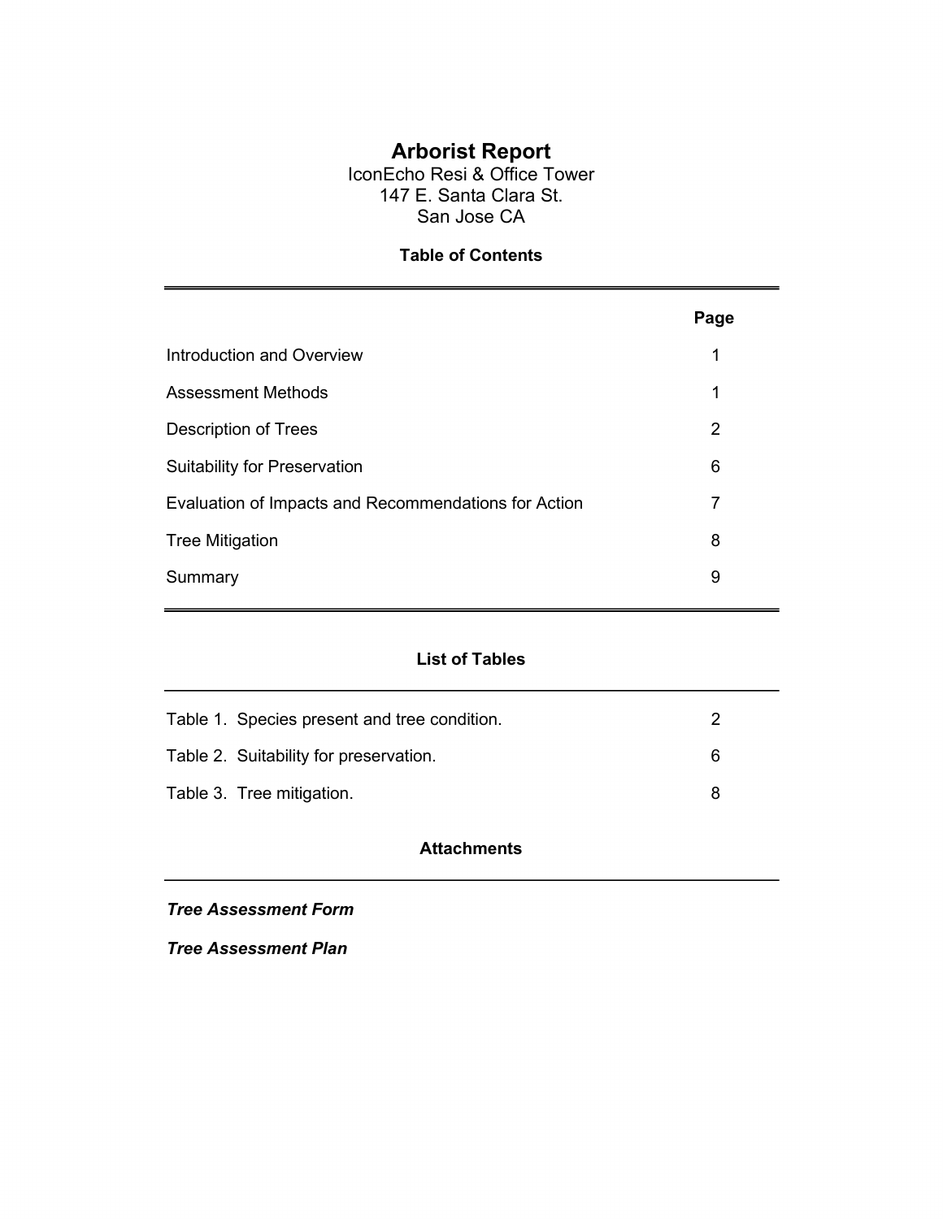# Arborist Report

IconEcho Resi & Office Tower
147 E. Santa Clara St.
San Jose CA

## Table of Contents

| | Page |
|---|---|
| Introduction and Overview | 1 |
| Assessment Methods | 1 |
| Description of Trees | 2 |
| Suitability for Preservation | 6 |
| Evaluation of Impacts and Recommendations for Action | 7 |
| Tree Mitigation | 8 |
| Summary | 9 |

## List of Tables

| | |
|---|---|
| Table 1. Species present and tree condition. | 2 |
| Table 2. Suitability for preservation. | 6 |
| Table 3. Tree mitigation. | 8 |

## Attachments

***Tree Assessment Form***

***Tree Assessment Plan***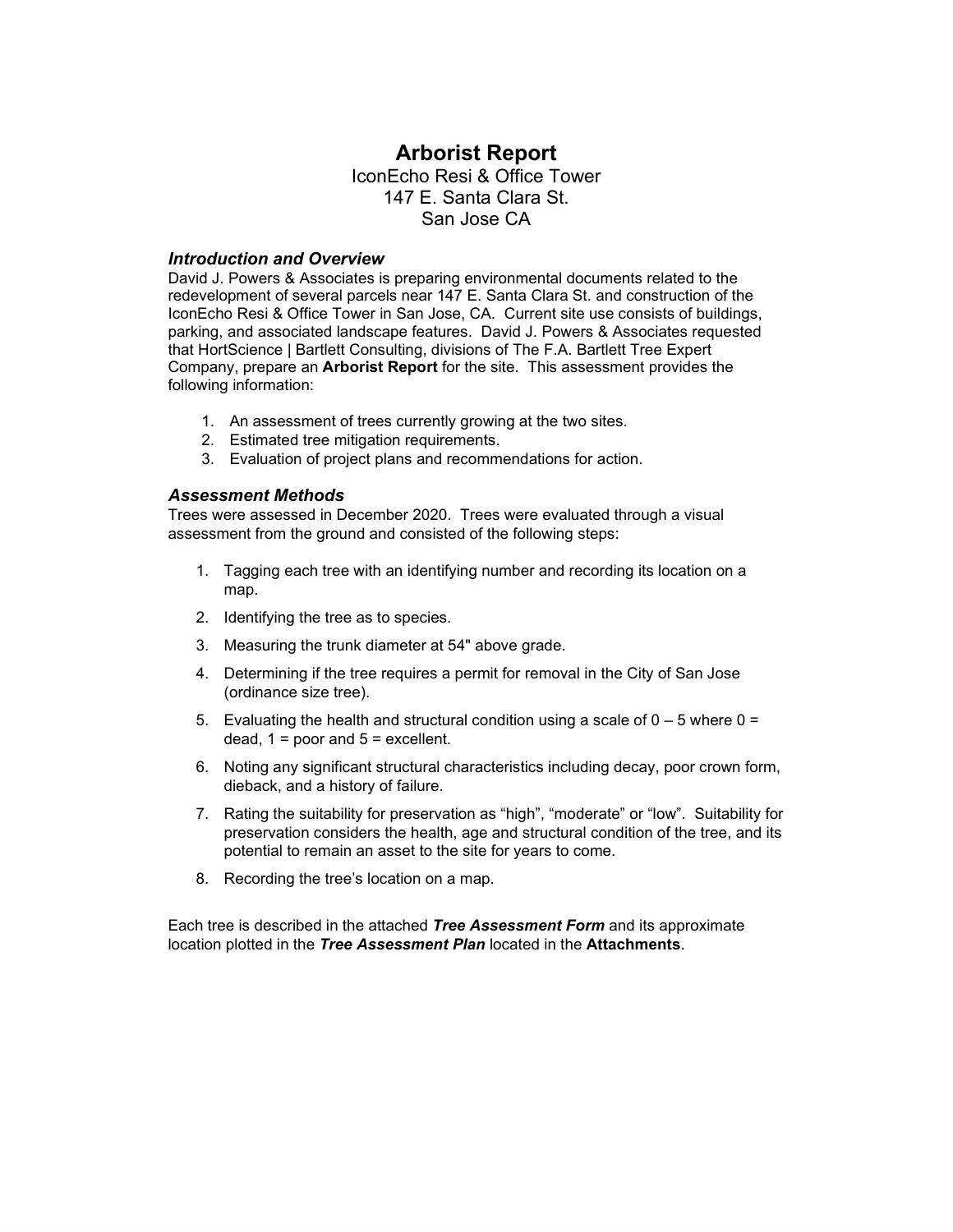# Arborist Report

IconEcho Resi & Office Tower
147 E. Santa Clara St.
San Jose CA

### *Introduction and Overview*

David J. Powers & Associates is preparing environmental documents related to the redevelopment of several parcels near 147 E. Santa Clara St. and construction of the IconEcho Resi & Office Tower in San Jose, CA. Current site use consists of buildings, parking, and associated landscape features. David J. Powers & Associates requested that HortScience | Bartlett Consulting, divisions of The F.A. Bartlett Tree Expert Company, prepare an **Arborist Report** for the site. This assessment provides the following information:

1. An assessment of trees currently growing at the two sites.
2. Estimated tree mitigation requirements.
3. Evaluation of project plans and recommendations for action.

### *Assessment Methods*

Trees were assessed in December 2020. Trees were evaluated through a visual assessment from the ground and consisted of the following steps:

1. Tagging each tree with an identifying number and recording its location on a map.
2. Identifying the tree as to species.
3. Measuring the trunk diameter at 54" above grade.
4. Determining if the tree requires a permit for removal in the City of San Jose (ordinance size tree).
5. Evaluating the health and structural condition using a scale of 0 – 5 where 0 = dead, 1 = poor and 5 = excellent.
6. Noting any significant structural characteristics including decay, poor crown form, dieback, and a history of failure.
7. Rating the suitability for preservation as "high", "moderate" or "low". Suitability for preservation considers the health, age and structural condition of the tree, and its potential to remain an asset to the site for years to come.
8. Recording the tree's location on a map.

Each tree is described in the attached ***Tree Assessment Form*** and its approximate location plotted in the ***Tree Assessment Plan*** located in the **Attachments**.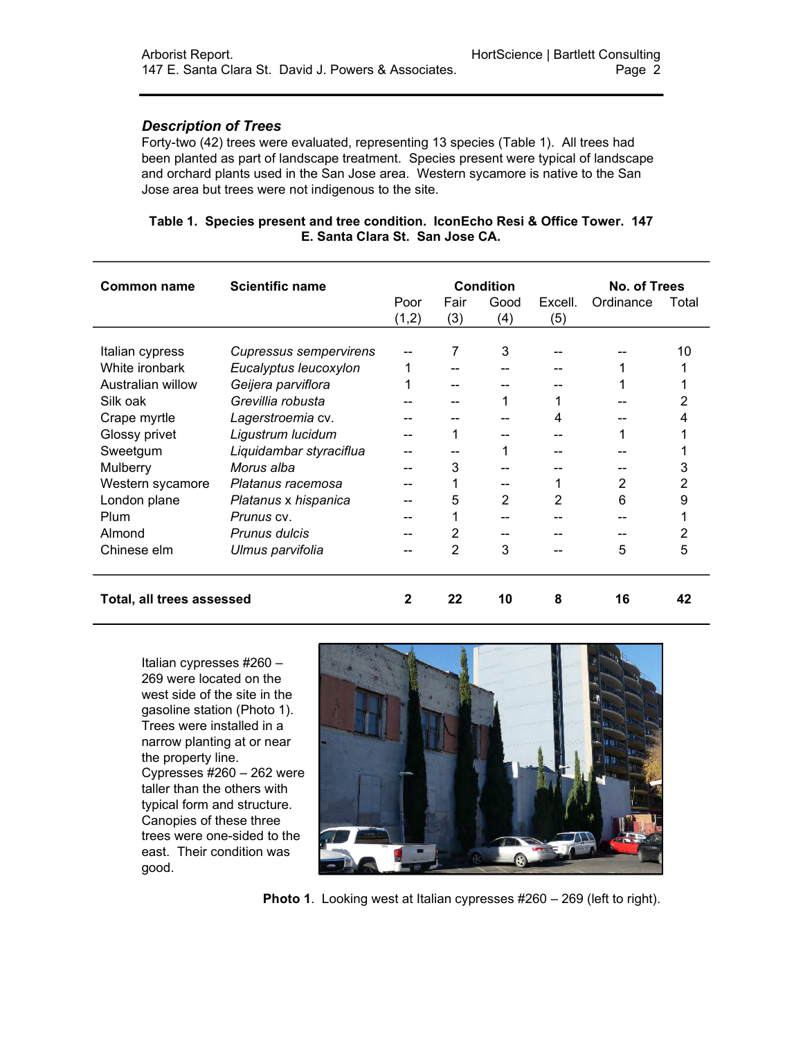### *Description of Trees*

Forty-two (42) trees were evaluated, representing 13 species (Table 1). All trees had been planted as part of landscape treatment. Species present were typical of landscape and orchard plants used in the San Jose area. Western sycamore is native to the San Jose area but trees were not indigenous to the site.

**Table 1. Species present and tree condition. IconEcho Resi & Office Tower. 147 E. Santa Clara St. San Jose CA.**

| Common name | Scientific name | Condition | | | | No. of Trees | |
|---|---|---|---|---|---|---|---|
| | | Poor (1,2) | Fair (3) | Good (4) | Excell. (5) | Ordinance | Total |
| Italian cypress | *Cupressus sempervirens* | -- | 7 | 3 | -- | -- | 10 |
| White ironbark | *Eucalyptus leucoxylon* | 1 | -- | -- | -- | 1 | 1 |
| Australian willow | *Geijera parviflora* | 1 | -- | -- | -- | 1 | 1 |
| Silk oak | *Grevillia robusta* | -- | -- | 1 | 1 | -- | 2 |
| Crape myrtle | *Lagerstroemia* cv. | -- | -- | -- | 4 | -- | 4 |
| Glossy privet | *Ligustrum lucidum* | -- | 1 | -- | -- | 1 | 1 |
| Sweetgum | *Liquidambar styraciflua* | -- | -- | 1 | -- | -- | 1 |
| Mulberry | *Morus alba* | -- | 3 | -- | -- | -- | 3 |
| Western sycamore | *Platanus racemosa* | -- | 1 | -- | 1 | 2 | 2 |
| London plane | *Platanus* x *hispanica* | -- | 5 | 2 | 2 | 6 | 9 |
| Plum | *Prunus* cv. | -- | 1 | -- | -- | -- | 1 |
| Almond | *Prunus dulcis* | -- | 2 | -- | -- | -- | 2 |
| Chinese elm | *Ulmus parvifolia* | -- | 2 | 3 | -- | 5 | 5 |
| **Total, all trees assessed** | | **2** | **22** | **10** | **8** | **16** | **42** |

Italian cypresses #260 – 269 were located on the west side of the site in the gasoline station (Photo 1). Trees were installed in a narrow planting at or near the property line. Cypresses #260 – 262 were taller than the others with typical form and structure. Canopies of these three trees were one-sided to the east. Their condition was good.

**Photo 1**. Looking west at Italian cypresses #260 – 269 (left to right).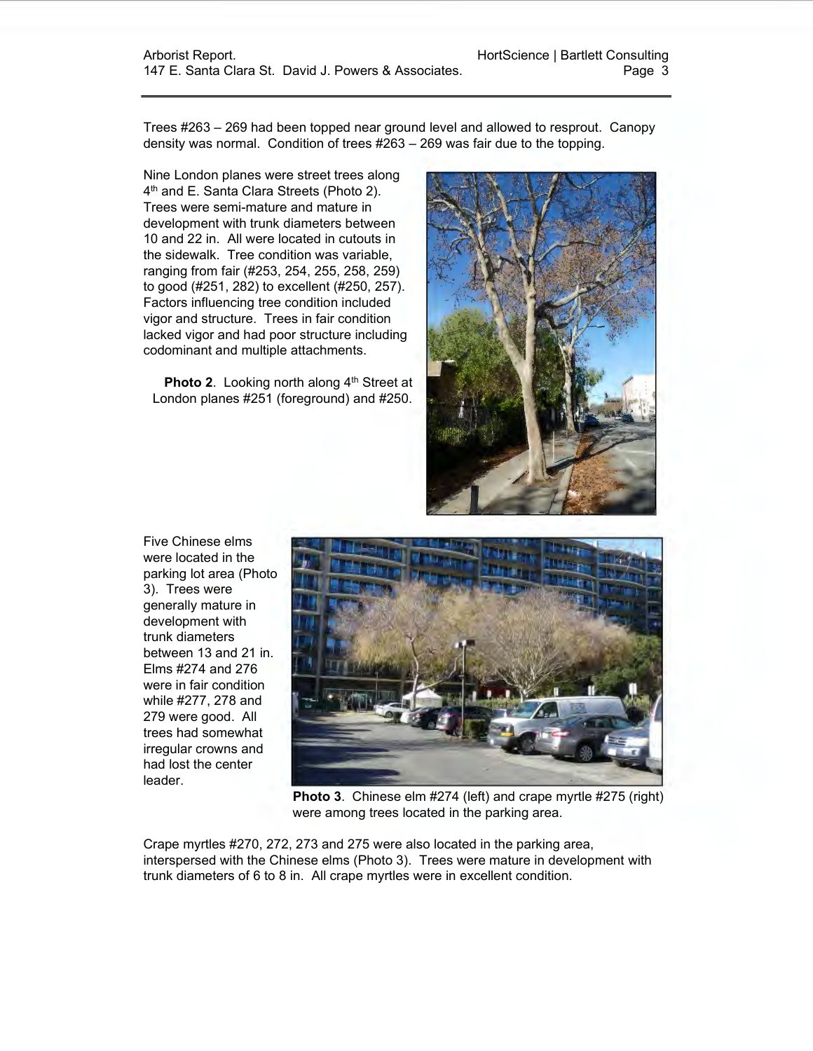Trees #263 – 269 had been topped near ground level and allowed to resprout. Canopy density was normal. Condition of trees #263 – 269 was fair due to the topping.

Nine London planes were street trees along 4th and E. Santa Clara Streets (Photo 2). Trees were semi-mature and mature in development with trunk diameters between 10 and 22 in. All were located in cutouts in the sidewalk. Tree condition was variable, ranging from fair (#253, 254, 255, 258, 259) to good (#251, 282) to excellent (#250, 257). Factors influencing tree condition included vigor and structure. Trees in fair condition lacked vigor and had poor structure including codominant and multiple attachments.

**Photo 2**. Looking north along 4th Street at London planes #251 (foreground) and #250.

Five Chinese elms were located in the parking lot area (Photo 3). Trees were generally mature in development with trunk diameters between 13 and 21 in. Elms #274 and 276 were in fair condition while #277, 278 and 279 were good. All trees had somewhat irregular crowns and had lost the center leader.

**Photo 3**. Chinese elm #274 (left) and crape myrtle #275 (right) were among trees located in the parking area.

Crape myrtles #270, 272, 273 and 275 were also located in the parking area, interspersed with the Chinese elms (Photo 3). Trees were mature in development with trunk diameters of 6 to 8 in. All crape myrtles were in excellent condition.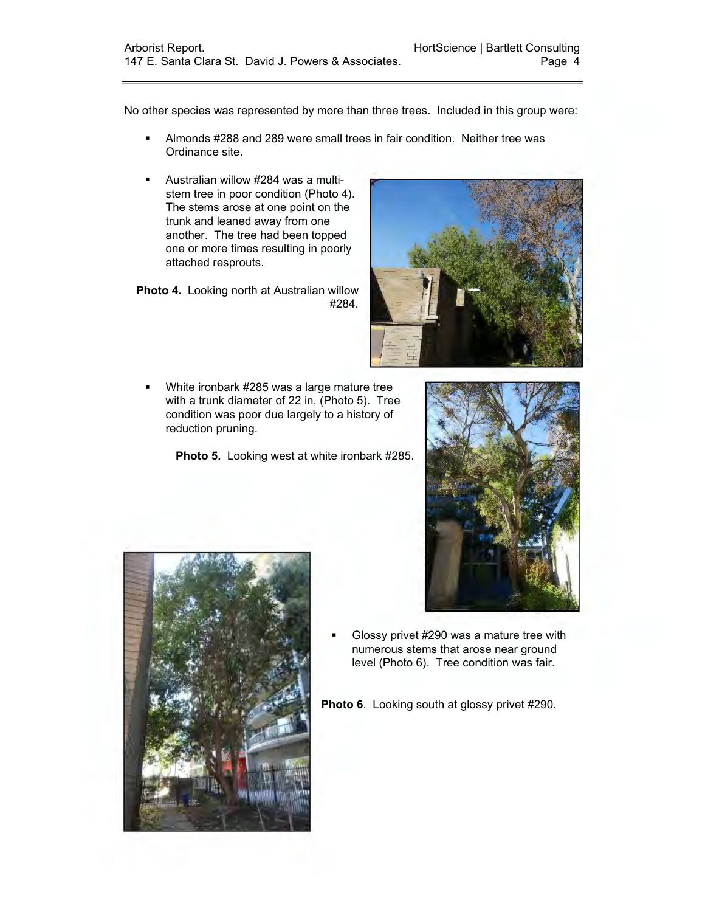No other species was represented by more than three trees. Included in this group were:

- Almonds #288 and 289 were small trees in fair condition. Neither tree was Ordinance site.

- Australian willow #284 was a multi-stem tree in poor condition (Photo 4). The stems arose at one point on the trunk and leaned away from one another. The tree had been topped one or more times resulting in poorly attached resprouts.

**Photo 4.** Looking north at Australian willow #284.

- White ironbark #285 was a large mature tree with a trunk diameter of 22 in. (Photo 5). Tree condition was poor due largely to a history of reduction pruning.

**Photo 5.** Looking west at white ironbark #285.

- Glossy privet #290 was a mature tree with numerous stems that arose near ground level (Photo 6). Tree condition was fair.

**Photo 6**. Looking south at glossy privet #290.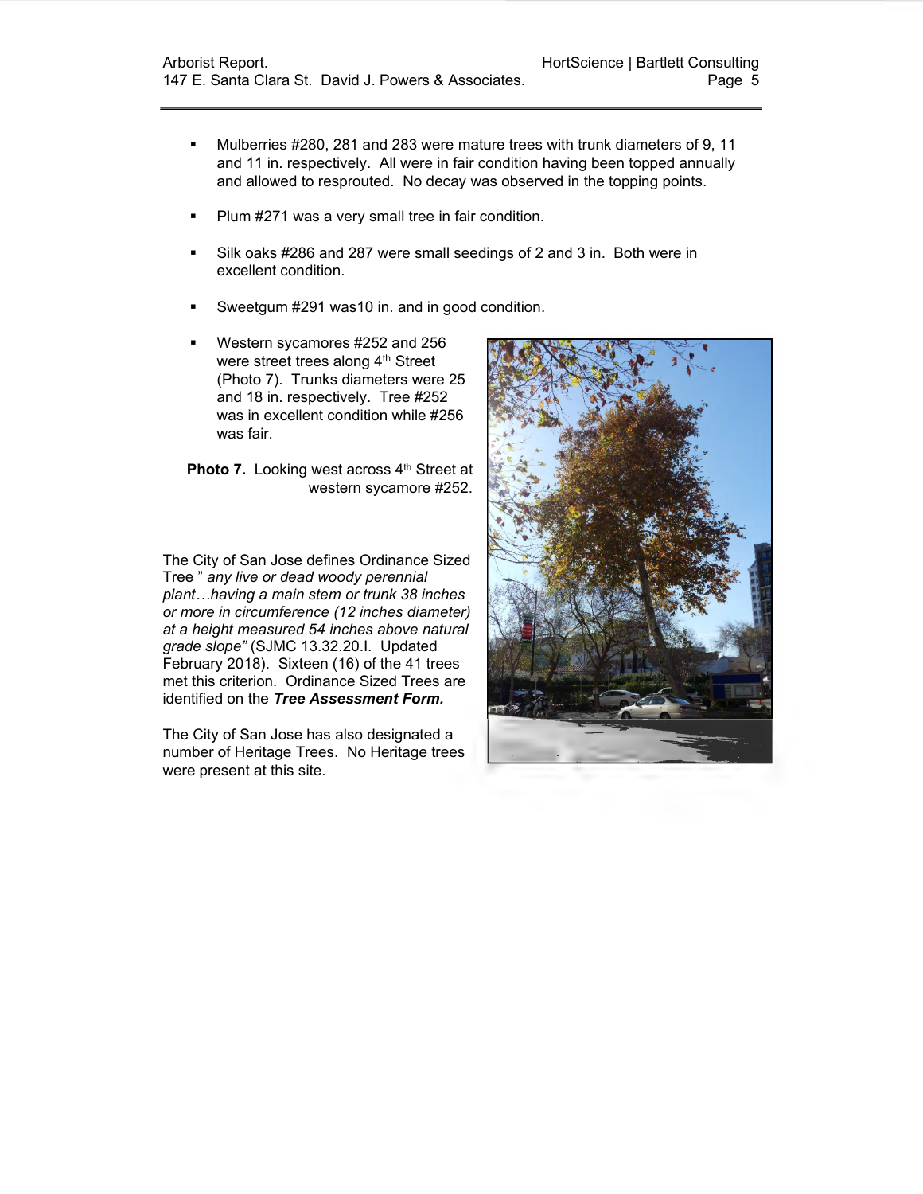- Mulberries #280, 281 and 283 were mature trees with trunk diameters of 9, 11 and 11 in. respectively. All were in fair condition having been topped annually and allowed to resprouted. No decay was observed in the topping points.

- Plum #271 was a very small tree in fair condition.

- Silk oaks #286 and 287 were small seedings of 2 and 3 in. Both were in excellent condition.

- Sweetgum #291 was10 in. and in good condition.

- Western sycamores #252 and 256 were street trees along 4th Street (Photo 7). Trunks diameters were 25 and 18 in. respectively. Tree #252 was in excellent condition while #256 was fair.

**Photo 7.** Looking west across 4th Street at western sycamore #252.

The City of San Jose defines Ordinance Sized Tree " *any live or dead woody perennial plant…having a main stem or trunk 38 inches or more in circumference (12 inches diameter) at a height measured 54 inches above natural grade slope"* (SJMC 13.32.20.I. Updated February 2018). Sixteen (16) of the 41 trees met this criterion. Ordinance Sized Trees are identified on the ***Tree Assessment Form.***

The City of San Jose has also designated a number of Heritage Trees. No Heritage trees were present at this site.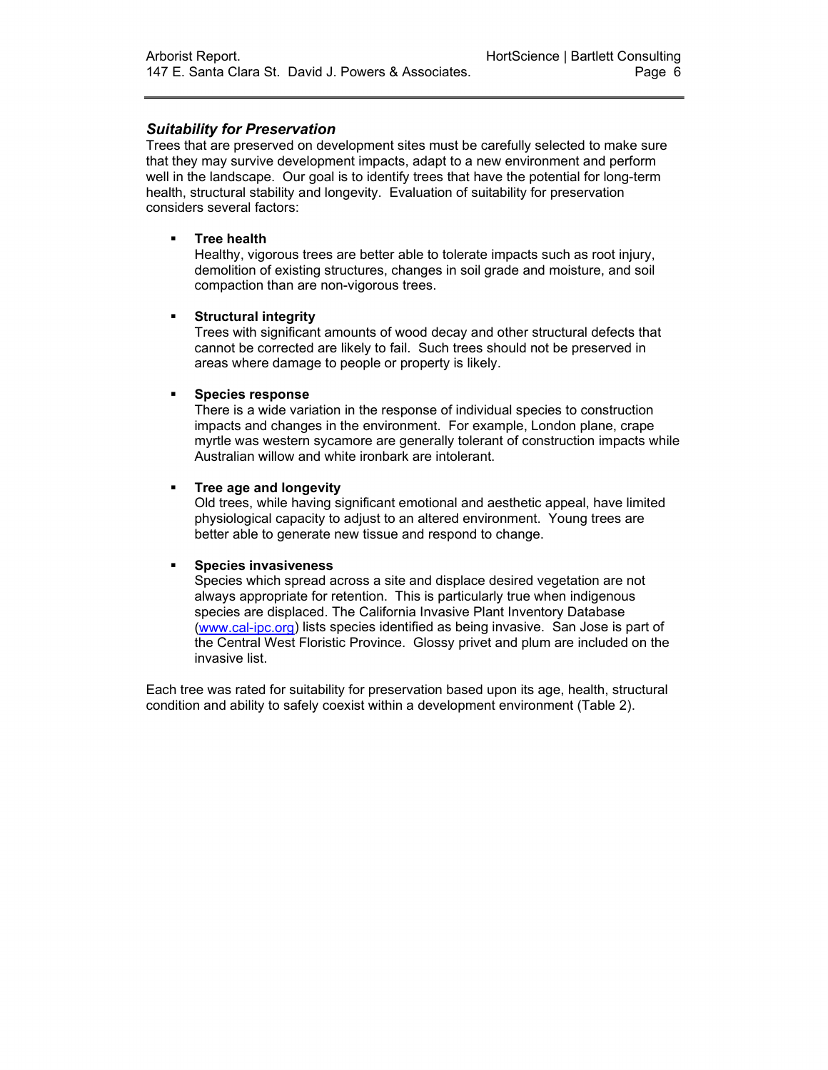### *Suitability for Preservation*

Trees that are preserved on development sites must be carefully selected to make sure that they may survive development impacts, adapt to a new environment and perform well in the landscape. Our goal is to identify trees that have the potential for long-term health, structural stability and longevity. Evaluation of suitability for preservation considers several factors:

- **Tree health**
  Healthy, vigorous trees are better able to tolerate impacts such as root injury, demolition of existing structures, changes in soil grade and moisture, and soil compaction than are non-vigorous trees.

- **Structural integrity**
  Trees with significant amounts of wood decay and other structural defects that cannot be corrected are likely to fail. Such trees should not be preserved in areas where damage to people or property is likely.

- **Species response**
  There is a wide variation in the response of individual species to construction impacts and changes in the environment. For example, London plane, crape myrtle was western sycamore are generally tolerant of construction impacts while Australian willow and white ironbark are intolerant.

- **Tree age and longevity**
  Old trees, while having significant emotional and aesthetic appeal, have limited physiological capacity to adjust to an altered environment. Young trees are better able to generate new tissue and respond to change.

- **Species invasiveness**
  Species which spread across a site and displace desired vegetation are not always appropriate for retention. This is particularly true when indigenous species are displaced. The California Invasive Plant Inventory Database ([www.cal-ipc.org](www.cal-ipc.org)) lists species identified as being invasive. San Jose is part of the Central West Floristic Province. Glossy privet and plum are included on the invasive list.

Each tree was rated for suitability for preservation based upon its age, health, structural condition and ability to safely coexist within a development environment (Table 2).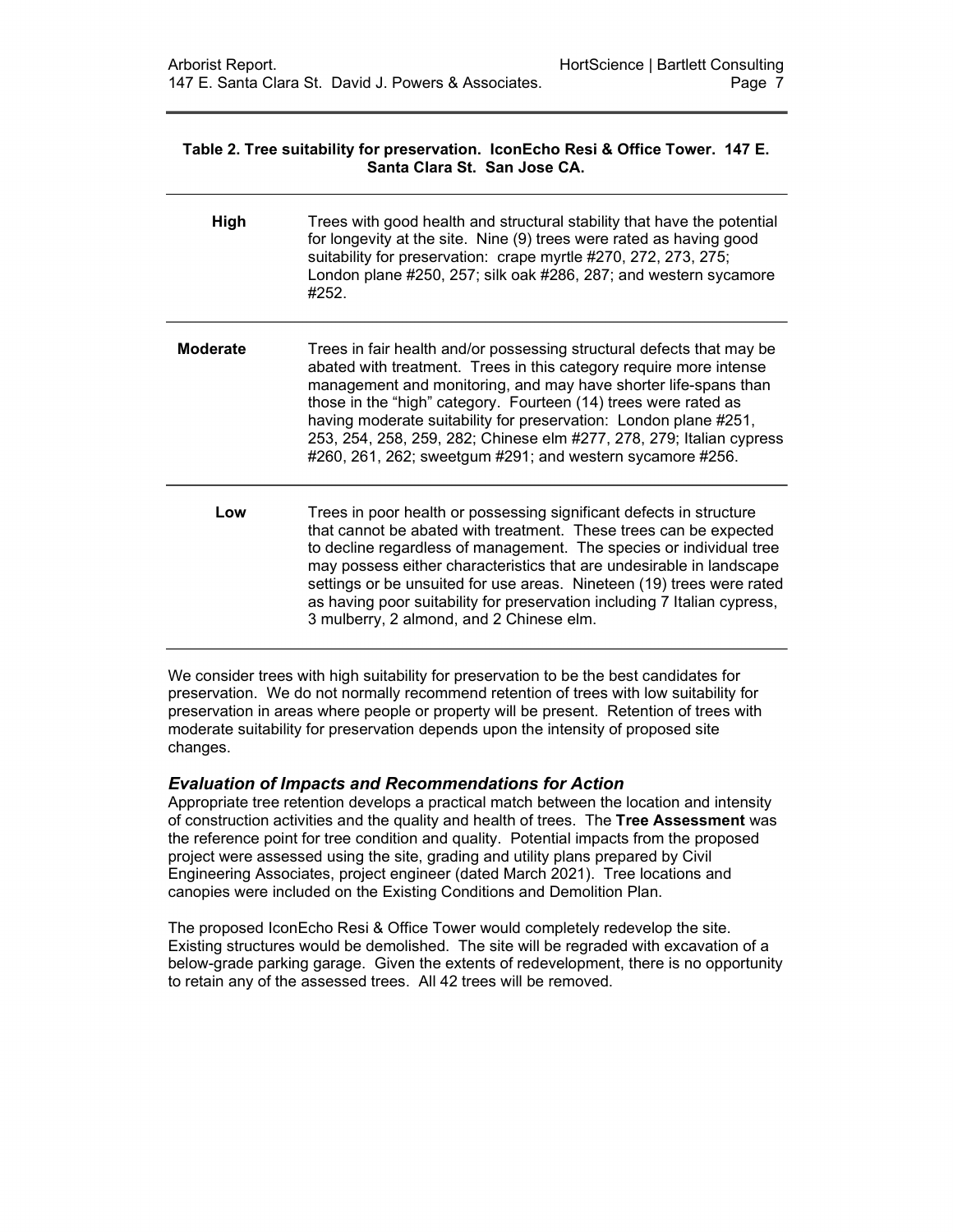**Table 2. Tree suitability for preservation. IconEcho Resi & Office Tower. 147 E. Santa Clara St. San Jose CA.**

| | |
|---|---|
| **High** | Trees with good health and structural stability that have the potential for longevity at the site. Nine (9) trees were rated as having good suitability for preservation: crape myrtle #270, 272, 273, 275; London plane #250, 257; silk oak #286, 287; and western sycamore #252. |
| **Moderate** | Trees in fair health and/or possessing structural defects that may be abated with treatment. Trees in this category require more intense management and monitoring, and may have shorter life-spans than those in the "high" category. Fourteen (14) trees were rated as having moderate suitability for preservation: London plane #251, 253, 254, 258, 259, 282; Chinese elm #277, 278, 279; Italian cypress #260, 261, 262; sweetgum #291; and western sycamore #256. |
| **Low** | Trees in poor health or possessing significant defects in structure that cannot be abated with treatment. These trees can be expected to decline regardless of management. The species or individual tree may possess either characteristics that are undesirable in landscape settings or be unsuited for use areas. Nineteen (19) trees were rated as having poor suitability for preservation including 7 Italian cypress, 3 mulberry, 2 almond, and 2 Chinese elm. |

We consider trees with high suitability for preservation to be the best candidates for preservation. We do not normally recommend retention of trees with low suitability for preservation in areas where people or property will be present. Retention of trees with moderate suitability for preservation depends upon the intensity of proposed site changes.

### *Evaluation of Impacts and Recommendations for Action*

Appropriate tree retention develops a practical match between the location and intensity of construction activities and the quality and health of trees. The **Tree Assessment** was the reference point for tree condition and quality. Potential impacts from the proposed project were assessed using the site, grading and utility plans prepared by Civil Engineering Associates, project engineer (dated March 2021). Tree locations and canopies were included on the Existing Conditions and Demolition Plan.

The proposed IconEcho Resi & Office Tower would completely redevelop the site. Existing structures would be demolished. The site will be regraded with excavation of a below-grade parking garage. Given the extents of redevelopment, there is no opportunity to retain any of the assessed trees. All 42 trees will be removed.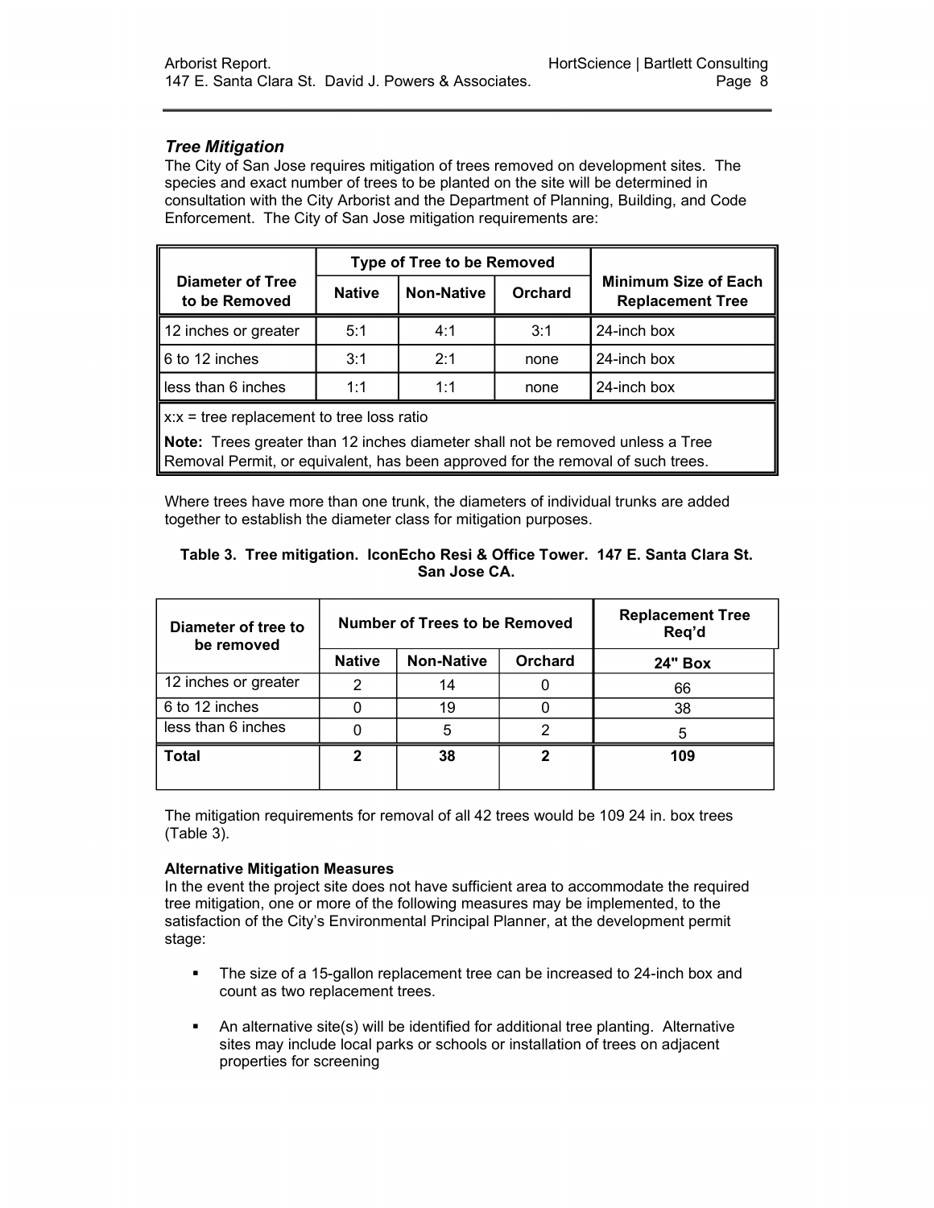### *Tree Mitigation*

The City of San Jose requires mitigation of trees removed on development sites. The species and exact number of trees to be planted on the site will be determined in consultation with the City Arborist and the Department of Planning, Building, and Code Enforcement. The City of San Jose mitigation requirements are:

| Diameter of Tree to be Removed | Type of Tree to be Removed | | | Minimum Size of Each Replacement Tree |
|---|---|---|---|---|
| | Native | Non-Native | Orchard | |
| 12 inches or greater | 5:1 | 4:1 | 3:1 | 24-inch box |
| 6 to 12 inches | 3:1 | 2:1 | none | 24-inch box |
| less than 6 inches | 1:1 | 1:1 | none | 24-inch box |

x:x = tree replacement to tree loss ratio

**Note:** Trees greater than 12 inches diameter shall not be removed unless a Tree Removal Permit, or equivalent, has been approved for the removal of such trees.

Where trees have more than one trunk, the diameters of individual trunks are added together to establish the diameter class for mitigation purposes.

**Table 3. Tree mitigation. IconEcho Resi & Office Tower. 147 E. Santa Clara St. San Jose CA.**

| Diameter of tree to be removed | Number of Trees to be Removed | | | Replacement Tree Req'd |
|---|---|---|---|---|
| | Native | Non-Native | Orchard | 24" Box |
| 12 inches or greater | 2 | 14 | 0 | 66 |
| 6 to 12 inches | 0 | 19 | 0 | 38 |
| less than 6 inches | 0 | 5 | 2 | 5 |
| **Total** | **2** | **38** | **2** | **109** |

The mitigation requirements for removal of all 42 trees would be 109 24 in. box trees (Table 3).

**Alternative Mitigation Measures**

In the event the project site does not have sufficient area to accommodate the required tree mitigation, one or more of the following measures may be implemented, to the satisfaction of the City's Environmental Principal Planner, at the development permit stage:

- The size of a 15-gallon replacement tree can be increased to 24-inch box and count as two replacement trees.
- An alternative site(s) will be identified for additional tree planting. Alternative sites may include local parks or schools or installation of trees on adjacent properties for screening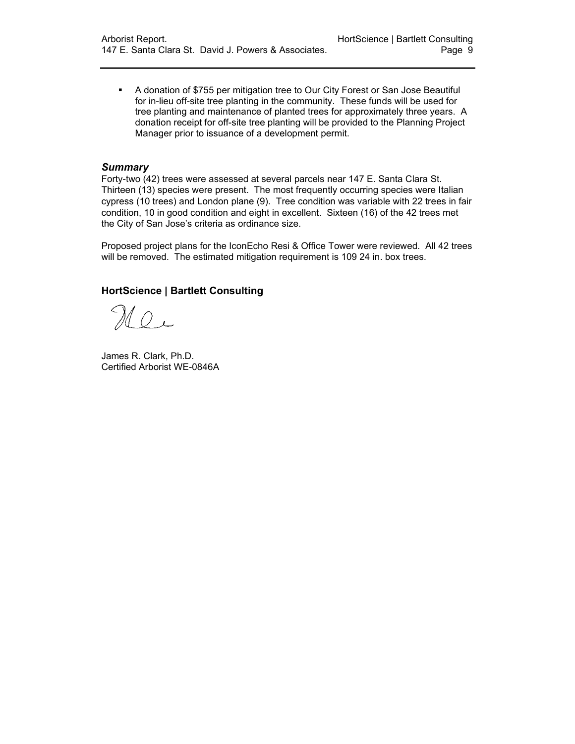- A donation of $755 per mitigation tree to Our City Forest or San Jose Beautiful for in-lieu off-site tree planting in the community. These funds will be used for tree planting and maintenance of planted trees for approximately three years. A donation receipt for off-site tree planting will be provided to the Planning Project Manager prior to issuance of a development permit.

### *Summary*

Forty-two (42) trees were assessed at several parcels near 147 E. Santa Clara St. Thirteen (13) species were present. The most frequently occurring species were Italian cypress (10 trees) and London plane (9). Tree condition was variable with 22 trees in fair condition, 10 in good condition and eight in excellent. Sixteen (16) of the 42 trees met the City of San Jose's criteria as ordinance size.

Proposed project plans for the IconEcho Resi & Office Tower were reviewed. All 42 trees will be removed. The estimated mitigation requirement is 109 24 in. box trees.

**HortScience | Bartlett Consulting**

James R. Clark, Ph.D.
Certified Arborist WE-0846A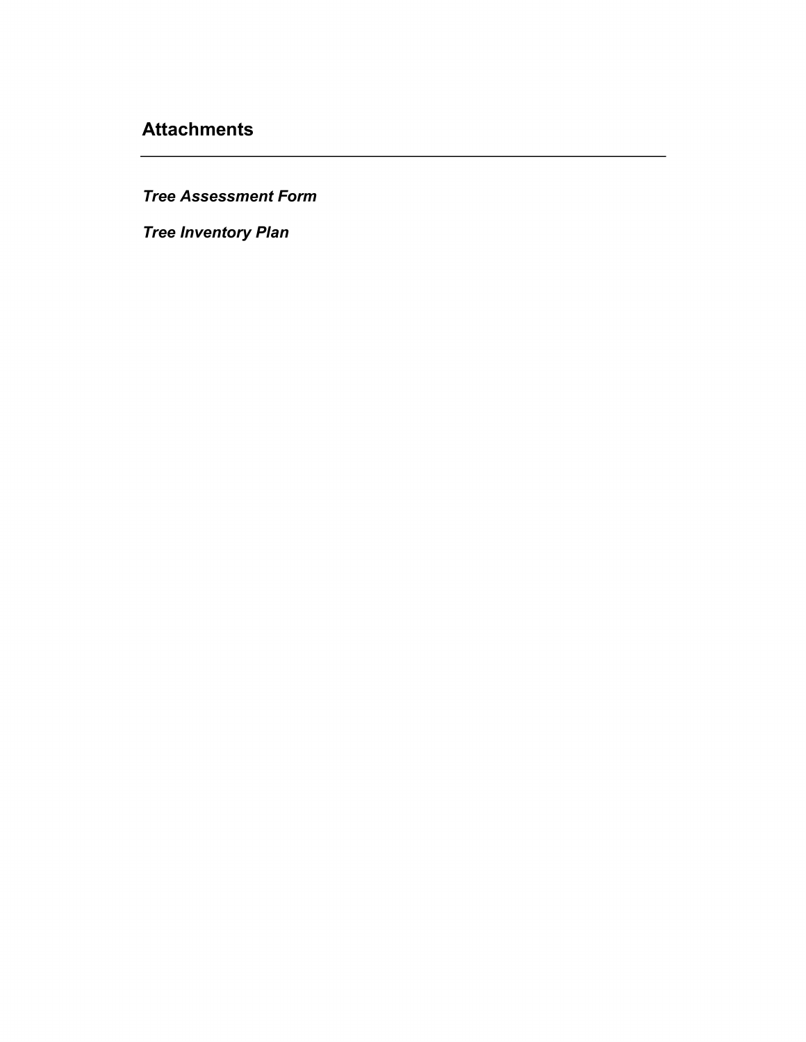## Attachments

---

***Tree Assessment Form***

***Tree Inventory Plan***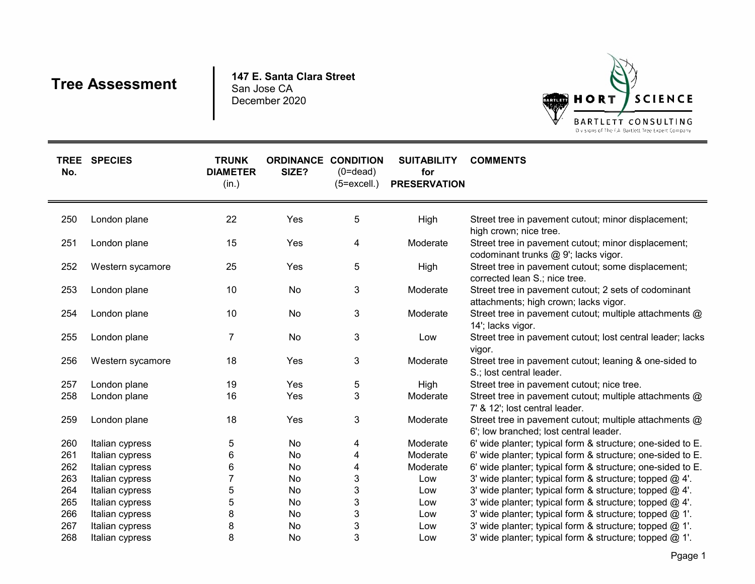# Tree Assessment

**147 E. Santa Clara Street**
San Jose CA
December 2020

HORT SCIENCE | BARTLETT CONSULTING
Divisions of The F.A. Bartlett Tree Expert Company

| TREE No. | SPECIES | TRUNK DIAMETER (in.) | ORDINANCE SIZE? | CONDITION (0=dead) (5=excell.) | SUITABILITY for PRESERVATION | COMMENTS |
|---|---|---|---|---|---|---|
| 250 | London plane | 22 | Yes | 5 | High | Street tree in pavement cutout; minor displacement; high crown; nice tree. |
| 251 | London plane | 15 | Yes | 4 | Moderate | Street tree in pavement cutout; minor displacement; codominant trunks @ 9'; lacks vigor. |
| 252 | Western sycamore | 25 | Yes | 5 | High | Street tree in pavement cutout; some displacement; corrected lean S.; nice tree. |
| 253 | London plane | 10 | No | 3 | Moderate | Street tree in pavement cutout; 2 sets of codominant attachments; high crown; lacks vigor. |
| 254 | London plane | 10 | No | 3 | Moderate | Street tree in pavement cutout; multiple attachments @ 14'; lacks vigor. |
| 255 | London plane | 7 | No | 3 | Low | Street tree in pavement cutout; lost central leader; lacks vigor. |
| 256 | Western sycamore | 18 | Yes | 3 | Moderate | Street tree in pavement cutout; leaning & one-sided to S.; lost central leader. |
| 257 | London plane | 19 | Yes | 5 | High | Street tree in pavement cutout; nice tree. |
| 258 | London plane | 16 | Yes | 3 | Moderate | Street tree in pavement cutout; multiple attachments @ 7' & 12'; lost central leader. |
| 259 | London plane | 18 | Yes | 3 | Moderate | Street tree in pavement cutout; multiple attachments @ 6'; low branched; lost central leader. |
| 260 | Italian cypress | 5 | No | 4 | Moderate | 6' wide planter; typical form & structure; one-sided to E. |
| 261 | Italian cypress | 6 | No | 4 | Moderate | 6' wide planter; typical form & structure; one-sided to E. |
| 262 | Italian cypress | 6 | No | 4 | Moderate | 6' wide planter; typical form & structure; one-sided to E. |
| 263 | Italian cypress | 7 | No | 3 | Low | 3' wide planter; typical form & structure; topped @ 4'. |
| 264 | Italian cypress | 5 | No | 3 | Low | 3' wide planter; typical form & structure; topped @ 4'. |
| 265 | Italian cypress | 5 | No | 3 | Low | 3' wide planter; typical form & structure; topped @ 4'. |
| 266 | Italian cypress | 8 | No | 3 | Low | 3' wide planter; typical form & structure; topped @ 1'. |
| 267 | Italian cypress | 8 | No | 3 | Low | 3' wide planter; typical form & structure; topped @ 1'. |
| 268 | Italian cypress | 8 | No | 3 | Low | 3' wide planter; typical form & structure; topped @ 1'. |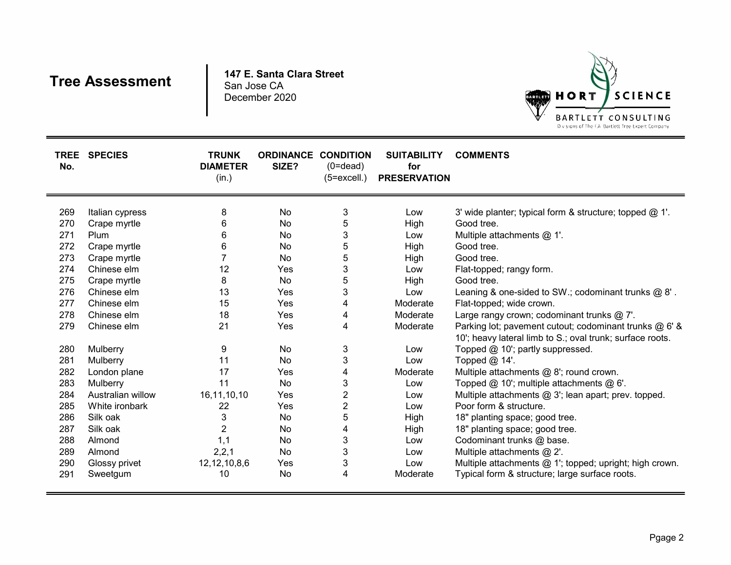# Tree Assessment

**147 E. Santa Clara Street**
San Jose CA
December 2020

HORT SCIENCE
BARTLETT CONSULTING
Divisions of The F.A. Bartlett Tree Expert Company

| TREE No. | SPECIES | TRUNK DIAMETER (in.) | ORDINANCE SIZE? | CONDITION (0=dead) (5=excell.) | SUITABILITY for PRESERVATION | COMMENTS |
|---|---|---|---|---|---|---|
| 269 | Italian cypress | 8 | No | 3 | Low | 3' wide planter; typical form & structure; topped @ 1'. |
| 270 | Crape myrtle | 6 | No | 5 | High | Good tree. |
| 271 | Plum | 6 | No | 3 | Low | Multiple attachments @ 1'. |
| 272 | Crape myrtle | 6 | No | 5 | High | Good tree. |
| 273 | Crape myrtle | 7 | No | 5 | High | Good tree. |
| 274 | Chinese elm | 12 | Yes | 3 | Low | Flat-topped; rangy form. |
| 275 | Crape myrtle | 8 | No | 5 | High | Good tree. |
| 276 | Chinese elm | 13 | Yes | 3 | Low | Leaning & one-sided to SW.; codominant trunks @ 8' . |
| 277 | Chinese elm | 15 | Yes | 4 | Moderate | Flat-topped; wide crown. |
| 278 | Chinese elm | 18 | Yes | 4 | Moderate | Large rangy crown; codominant trunks @ 7'. |
| 279 | Chinese elm | 21 | Yes | 4 | Moderate | Parking lot; pavement cutout; codominant trunks @ 6' & 10'; heavy lateral limb to S.; oval trunk; surface roots. |
| 280 | Mulberry | 9 | No | 3 | Low | Topped @ 10'; partly suppressed. |
| 281 | Mulberry | 11 | No | 3 | Low | Topped @ 14'. |
| 282 | London plane | 17 | Yes | 4 | Moderate | Multiple attachments @ 8'; round crown. |
| 283 | Mulberry | 11 | No | 3 | Low | Topped @ 10'; multiple attachments @ 6'. |
| 284 | Australian willow | 16,11,10,10 | Yes | 2 | Low | Multiple attachments @ 3'; lean apart; prev. topped. |
| 285 | White ironbark | 22 | Yes | 2 | Low | Poor form & structure. |
| 286 | Silk oak | 3 | No | 5 | High | 18" planting space; good tree. |
| 287 | Silk oak | 2 | No | 4 | High | 18" planting space; good tree. |
| 288 | Almond | 1,1 | No | 3 | Low | Codominant trunks @ base. |
| 289 | Almond | 2,2,1 | No | 3 | Low | Multiple attachments @ 2'. |
| 290 | Glossy privet | 12,12,10,8,6 | Yes | 3 | Low | Multiple attachments @ 1'; topped; upright; high crown. |
| 291 | Sweetgum | 10 | No | 4 | Moderate | Typical form & structure; large surface roots. |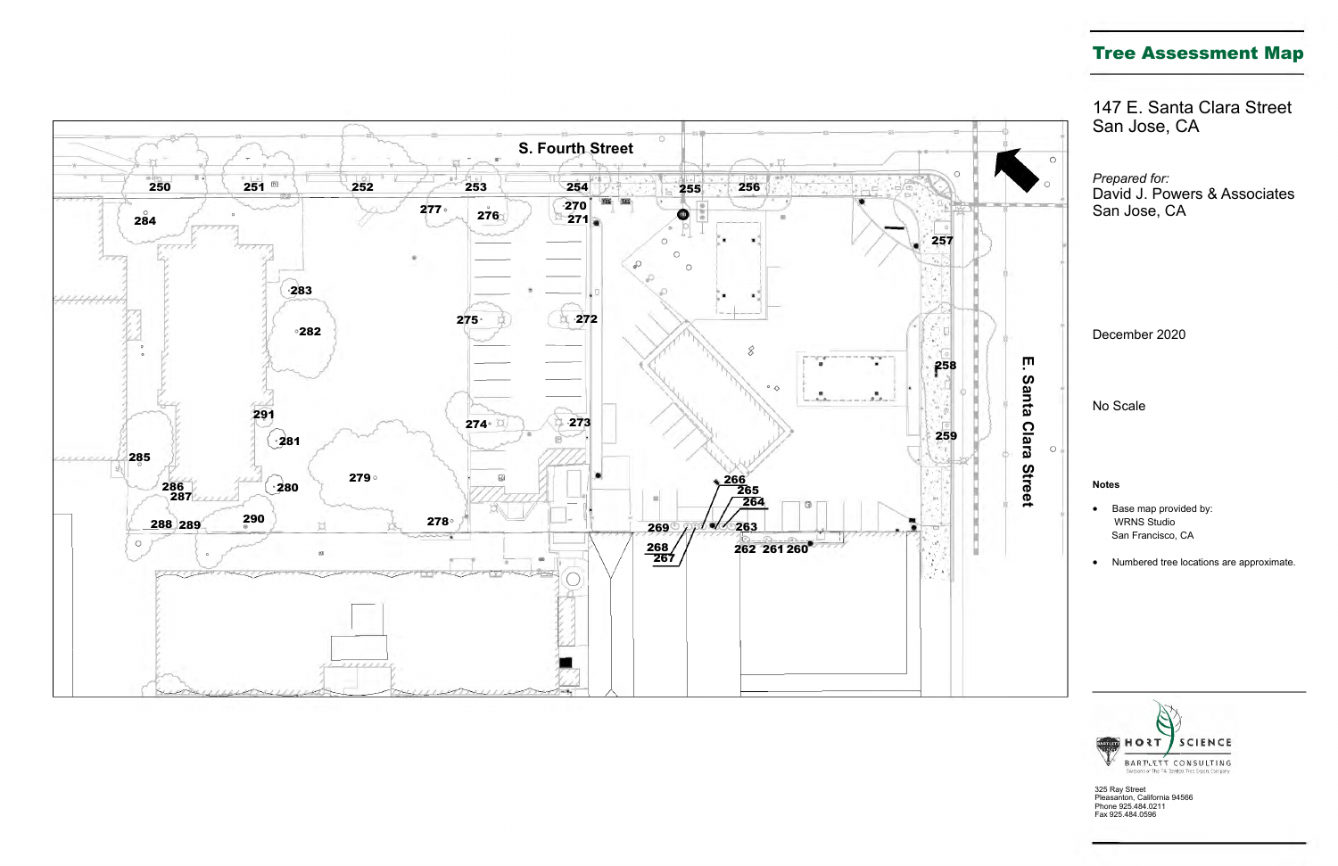# Tree Assessment Map

147 E. Santa Clara Street
San Jose, CA

*Prepared for:*
David J. Powers & Associates
San Jose, CA

December 2020

No Scale

**Notes**

- Base map provided by:
  WRNS Studio
  San Francisco, CA
- Numbered tree locations are approximate.

S. Fourth Street

E. Santa Clara Street

250 251 252 253 254 255 256 257 258 259 260 261 262 263 264 265 266 267 268 269 270 271 272 273 274 275 276 277 278 279 280 281 282 283 284 285 286 287 288 289 290 291

HORT SCIENCE
BARTLETT CONSULTING

325 Ray Street
Pleasanton, California 94566
Phone 925.484.0211
Fax 925.484.0596